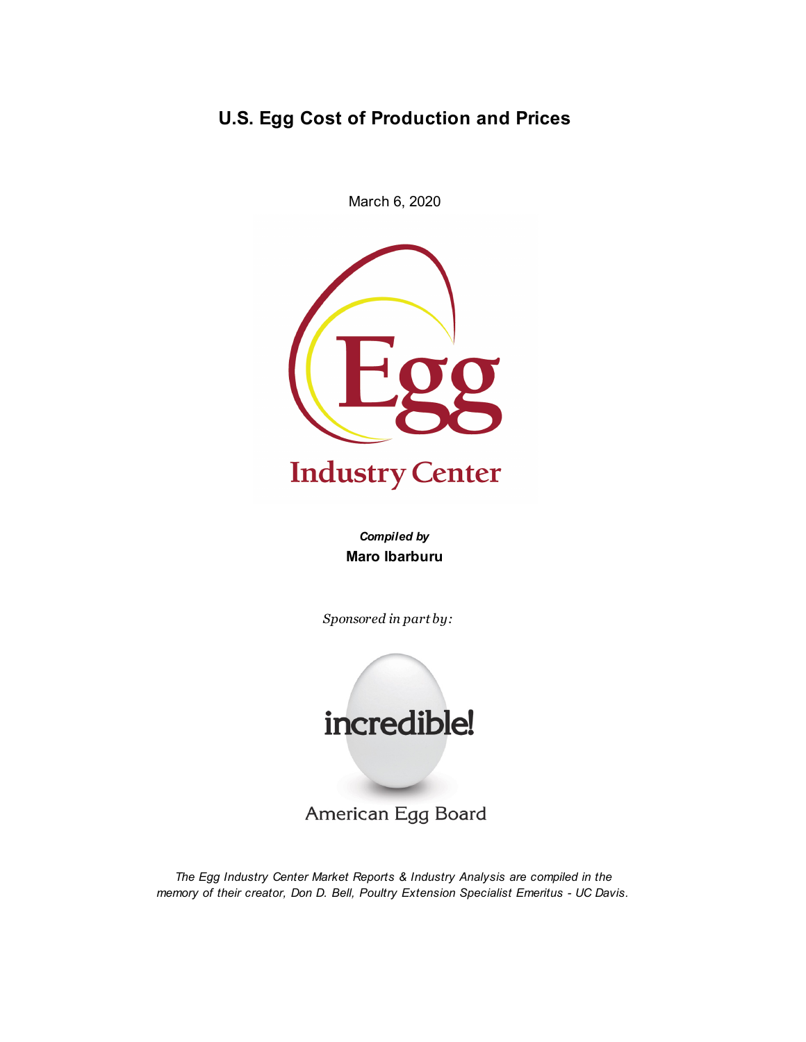# U.S. Egg Cost of Production and Prices

March 6, 2020

***Compiled by***

**Maro Ibarburu**

*Sponsored in part by:*

*The Egg Industry Center Market Reports & Industry Analysis are compiled in the memory of their creator, Don D. Bell, Poultry Extension Specialist Emeritus - UC Davis.*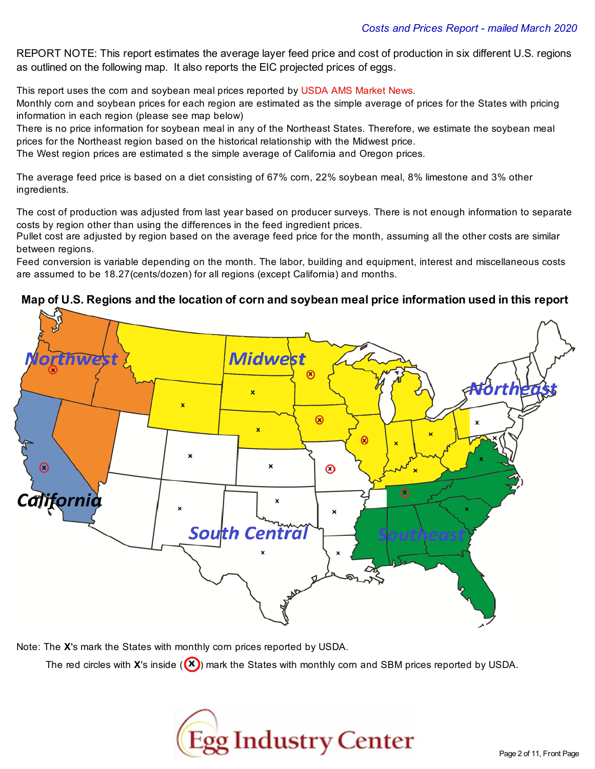REPORT NOTE: This report estimates the average layer feed price and cost of production in six different U.S. regions as outlined on the following map. It also reports the EIC projected prices of eggs.

This report uses the corn and soybean meal prices reported by USDA AMS Market News.
Monthly corn and soybean prices for each region are estimated as the simple average of prices for the States with pricing information in each region (please see map below)
There is no price information for soybean meal in any of the Northeast States. Therefore, we estimate the soybean meal prices for the Northeast region based on the historical relationship with the Midwest price.
The West region prices are estimated s the simple average of California and Oregon prices.

The average feed price is based on a diet consisting of 67% corn, 22% soybean meal, 8% limestone and 3% other ingredients.

The cost of production was adjusted from last year based on producer surveys. There is not enough information to separate costs by region other than using the differences in the feed ingredient prices.
Pullet cost are adjusted by region based on the average feed price for the month, assuming all the other costs are similar between regions.
Feed conversion is variable depending on the month. The labor, building and equipment, interest and miscellaneous costs are assumed to be 18.27(cents/dozen) for all regions (except California) and months.

**Map of U.S. Regions and the location of corn and soybean meal price information used in this report**

Northwest | Midwest | Northeast | California | South Central | Southeast

Note: The **X**'s mark the States with monthly corn prices reported by USDA.

The red circles with **X**'s inside (**X**) mark the States with monthly corn and SBM prices reported by USDA.

Egg Industry Center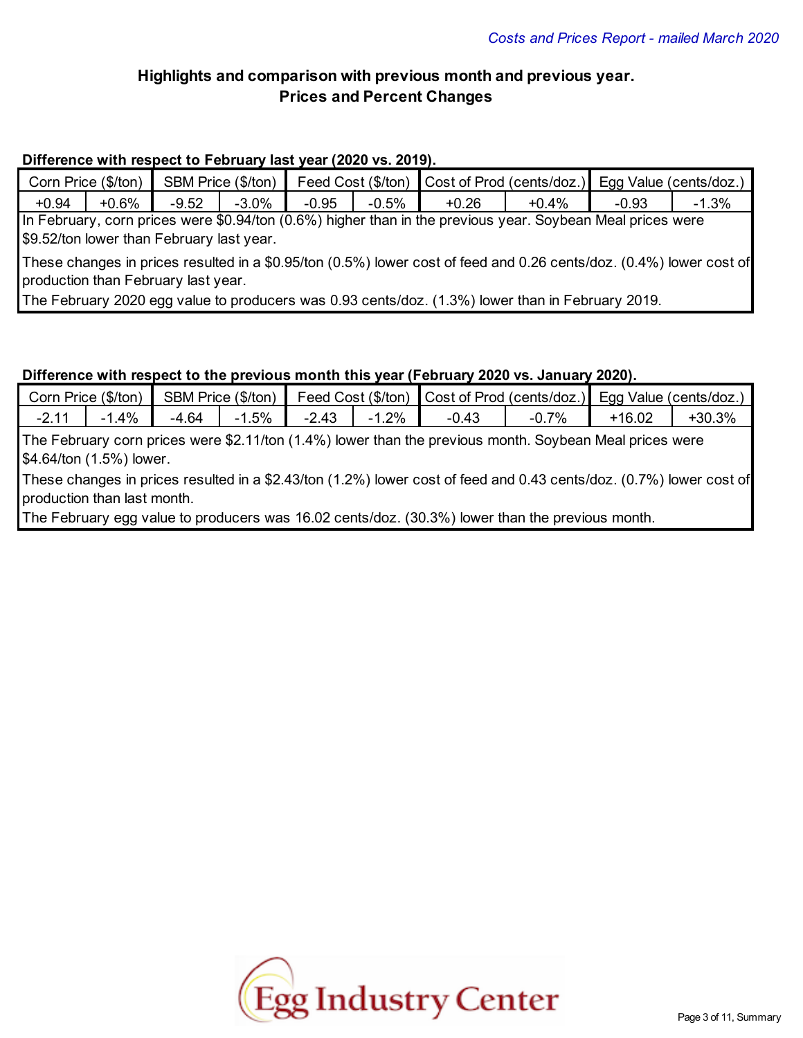## Highlights and comparison with previous month and previous year.
## Prices and Percent Changes

**Difference with respect to February last year (2020 vs. 2019).**

| Corn Price ($/ton) | | SBM Price ($/ton) | | Feed Cost ($/ton) | | Cost of Prod (cents/doz.) | | Egg Value (cents/doz.) | |
|---|---|---|---|---|---|---|---|---|---|
| +0.94 | +0.6% | -9.52 | -3.0% | -0.95 | -0.5% | +0.26 | +0.4% | -0.93 | -1.3% |

In February, corn prices were $0.94/ton (0.6%) higher than in the previous year. Soybean Meal prices were $9.52/ton lower than February last year.

These changes in prices resulted in a $0.95/ton (0.5%) lower cost of feed and 0.26 cents/doz. (0.4%) lower cost of production than February last year.

The February 2020 egg value to producers was 0.93 cents/doz. (1.3%) lower than in February 2019.

**Difference with respect to the previous month this year (February 2020 vs. January 2020).**

| Corn Price ($/ton) | | SBM Price ($/ton) | | Feed Cost ($/ton) | | Cost of Prod (cents/doz.) | | Egg Value (cents/doz.) | |
|---|---|---|---|---|---|---|---|---|---|
| -2.11 | -1.4% | -4.64 | -1.5% | -2.43 | -1.2% | -0.43 | -0.7% | +16.02 | +30.3% |

The February corn prices were $2.11/ton (1.4%) lower than the previous month. Soybean Meal prices were $4.64/ton (1.5%) lower.

These changes in prices resulted in a $2.43/ton (1.2%) lower cost of feed and 0.43 cents/doz. (0.7%) lower cost of production than last month.

The February egg value to producers was 16.02 cents/doz. (30.3%) lower than the previous month.

Egg Industry Center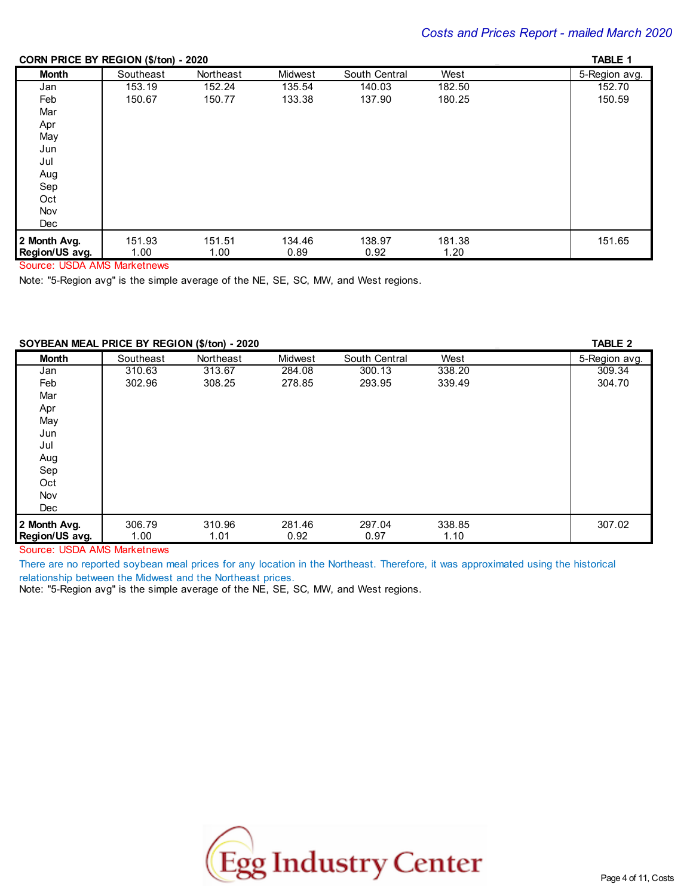## CORN PRICE BY REGION ($/ton) - 2020

**TABLE 1**

| Month | Southeast | Northeast | Midwest | South Central | West | 5-Region avg. |
|---|---|---|---|---|---|---|
| Jan | 153.19 | 152.24 | 135.54 | 140.03 | 182.50 | 152.70 |
| Feb | 150.67 | 150.77 | 133.38 | 137.90 | 180.25 | 150.59 |
| Mar | | | | | | |
| Apr | | | | | | |
| May | | | | | | |
| Jun | | | | | | |
| Jul | | | | | | |
| Aug | | | | | | |
| Sep | | | | | | |
| Oct | | | | | | |
| Nov | | | | | | |
| Dec | | | | | | |
| **2 Month Avg.** | 151.93 | 151.51 | 134.46 | 138.97 | 181.38 | 151.65 |
| **Region/US avg.** | 1.00 | 1.00 | 0.89 | 0.92 | 1.20 | |

Source: USDA AMS Marketnews

Note: "5-Region avg" is the simple average of the NE, SE, SC, MW, and West regions.

## SOYBEAN MEAL PRICE BY REGION ($/ton) - 2020

**TABLE 2**

| Month | Southeast | Northeast | Midwest | South Central | West | 5-Region avg. |
|---|---|---|---|---|---|---|
| Jan | 310.63 | 313.67 | 284.08 | 300.13 | 338.20 | 309.34 |
| Feb | 302.96 | 308.25 | 278.85 | 293.95 | 339.49 | 304.70 |
| Mar | | | | | | |
| Apr | | | | | | |
| May | | | | | | |
| Jun | | | | | | |
| Jul | | | | | | |
| Aug | | | | | | |
| Sep | | | | | | |
| Oct | | | | | | |
| Nov | | | | | | |
| Dec | | | | | | |
| **2 Month Avg.** | 306.79 | 310.96 | 281.46 | 297.04 | 338.85 | 307.02 |
| **Region/US avg.** | 1.00 | 1.01 | 0.92 | 0.97 | 1.10 | |

Source: USDA AMS Marketnews

There are no reported soybean meal prices for any location in the Northeast. Therefore, it was approximated using the historical relationship between the Midwest and the Northeast prices.

Note: "5-Region avg" is the simple average of the NE, SE, SC, MW, and West regions.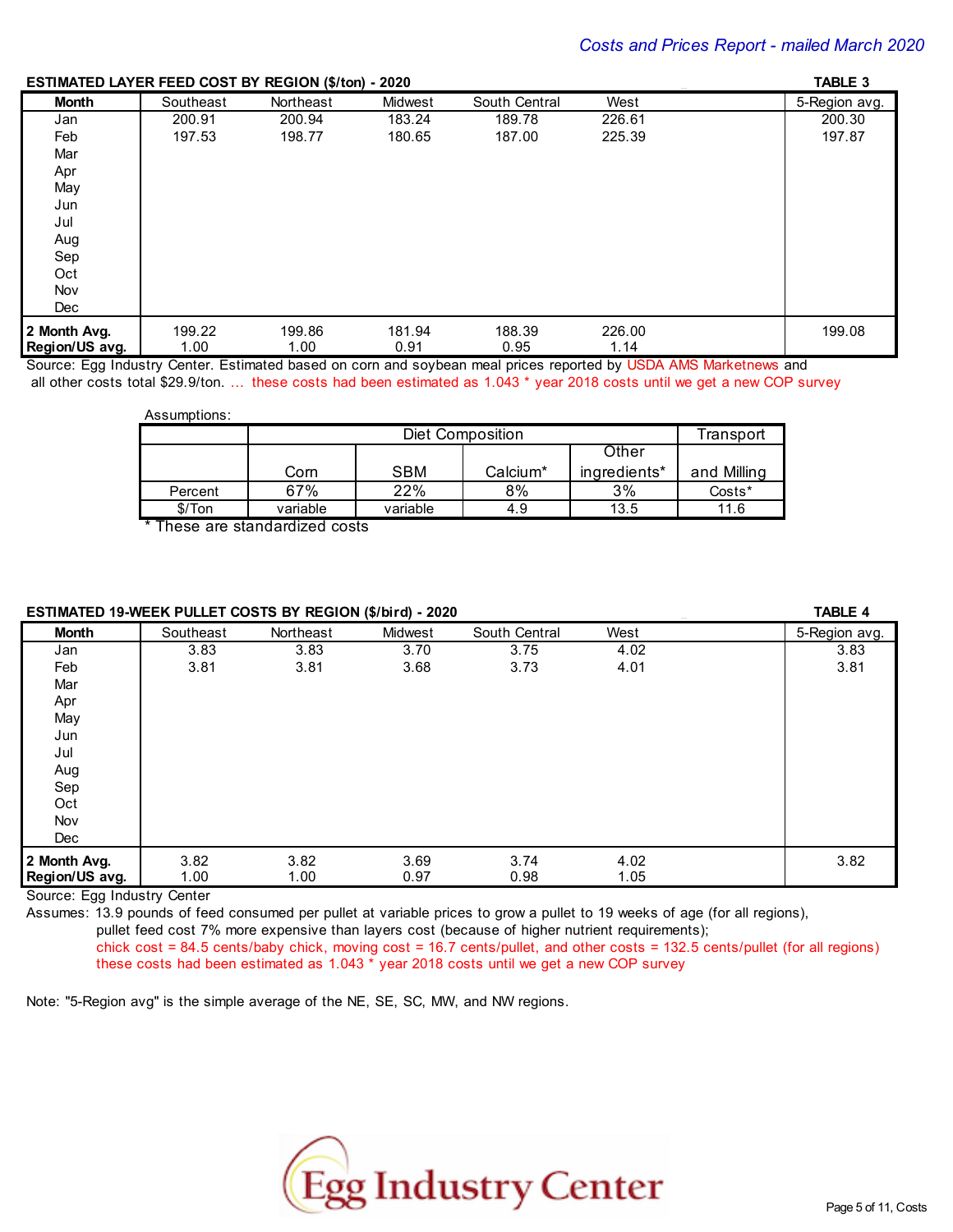Costs and Prices Report - mailed March 2020

**ESTIMATED LAYER FEED COST BY REGION ($/ton) - 2020** — **TABLE 3**

| Month | Southeast | Northeast | Midwest | South Central | West | 5-Region avg. |
|---|---|---|---|---|---|---|
| Jan | 200.91 | 200.94 | 183.24 | 189.78 | 226.61 | 200.30 |
| Feb | 197.53 | 198.77 | 180.65 | 187.00 | 225.39 | 197.87 |
| Mar | | | | | | |
| Apr | | | | | | |
| May | | | | | | |
| Jun | | | | | | |
| Jul | | | | | | |
| Aug | | | | | | |
| Sep | | | | | | |
| Oct | | | | | | |
| Nov | | | | | | |
| Dec | | | | | | |
| **2 Month Avg.** | 199.22 | 199.86 | 181.94 | 188.39 | 226.00 | 199.08 |
| **Region/US avg.** | 1.00 | 1.00 | 0.91 | 0.95 | 1.14 | |

Source: Egg Industry Center. Estimated based on corn and soybean meal prices reported by USDA AMS Marketnews and all other costs total $29.9/ton. ... these costs had been estimated as 1.043 * year 2018 costs until we get a new COP survey

Assumptions:

| | Diet Composition | | | | Transport |
|---|---|---|---|---|---|
| | Corn | SBM | Calcium* | Other ingredients* | and Milling Costs* |
| Percent | 67% | 22% | 8% | 3% | |
| $/Ton | variable | variable | 4.9 | 13.5 | 11.6 |

* These are standardized costs

**ESTIMATED 19-WEEK PULLET COSTS BY REGION ($/bird) - 2020** — **TABLE 4**

| Month | Southeast | Northeast | Midwest | South Central | West | 5-Region avg. |
|---|---|---|---|---|---|---|
| Jan | 3.83 | 3.83 | 3.70 | 3.75 | 4.02 | 3.83 |
| Feb | 3.81 | 3.81 | 3.68 | 3.73 | 4.01 | 3.81 |
| Mar | | | | | | |
| Apr | | | | | | |
| May | | | | | | |
| Jun | | | | | | |
| Jul | | | | | | |
| Aug | | | | | | |
| Sep | | | | | | |
| Oct | | | | | | |
| Nov | | | | | | |
| Dec | | | | | | |
| **2 Month Avg.** | 3.82 | 3.82 | 3.69 | 3.74 | 4.02 | 3.82 |
| **Region/US avg.** | 1.00 | 1.00 | 0.97 | 0.98 | 1.05 | |

Source: Egg Industry Center

Assumes: 13.9 pounds of feed consumed per pullet at variable prices to grow a pullet to 19 weeks of age (for all regions), pullet feed cost 7% more expensive than layers cost (because of higher nutrient requirements); chick cost = 84.5 cents/baby chick, moving cost = 16.7 cents/pullet, and other costs = 132.5 cents/pullet (for all regions) these costs had been estimated as 1.043 * year 2018 costs until we get a new COP survey

Note: "5-Region avg" is the simple average of the NE, SE, SC, MW, and NW regions.

Egg Industry Center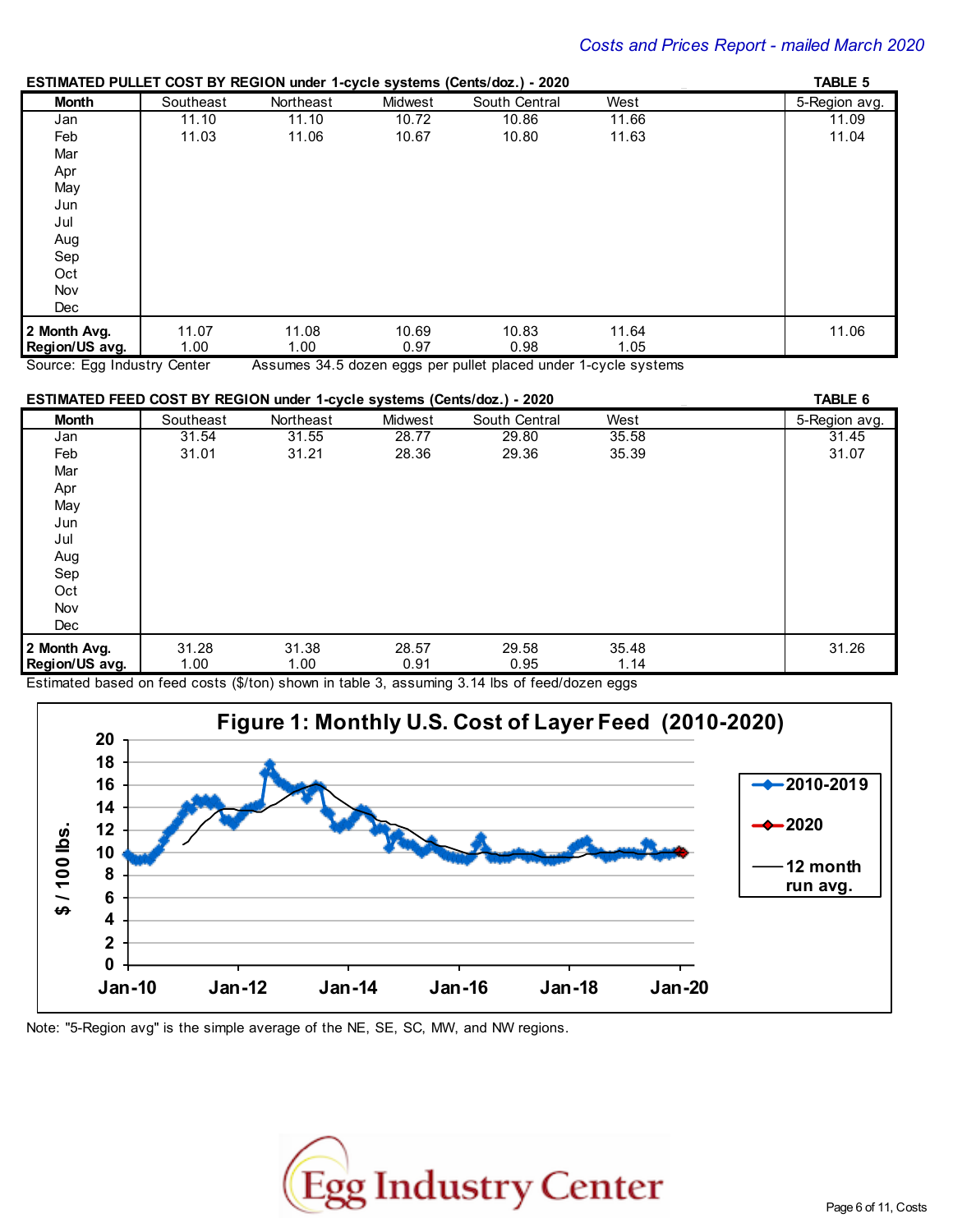## ESTIMATED PULLET COST BY REGION under 1-cycle systems (Cents/doz.) - 2020

TABLE 5

| Month | Southeast | Northeast | Midwest | South Central | West | 5-Region avg. |
|---|---|---|---|---|---|---|
| Jan | 11.10 | 11.10 | 10.72 | 10.86 | 11.66 | 11.09 |
| Feb | 11.03 | 11.06 | 10.67 | 10.80 | 11.63 | 11.04 |
| Mar | | | | | | |
| Apr | | | | | | |
| May | | | | | | |
| Jun | | | | | | |
| Jul | | | | | | |
| Aug | | | | | | |
| Sep | | | | | | |
| Oct | | | | | | |
| Nov | | | | | | |
| Dec | | | | | | |
| **2 Month Avg.** | 11.07 | 11.08 | 10.69 | 10.83 | 11.64 | 11.06 |
| **Region/US avg.** | 1.00 | 1.00 | 0.97 | 0.98 | 1.05 | |

Source: Egg Industry Center    Assumes 34.5 dozen eggs per pullet placed under 1-cycle systems

## ESTIMATED FEED COST BY REGION under 1-cycle systems (Cents/doz.) - 2020

TABLE 6

| Month | Southeast | Northeast | Midwest | South Central | West | 5-Region avg. |
|---|---|---|---|---|---|---|
| Jan | 31.54 | 31.55 | 28.77 | 29.80 | 35.58 | 31.45 |
| Feb | 31.01 | 31.21 | 28.36 | 29.36 | 35.39 | 31.07 |
| Mar | | | | | | |
| Apr | | | | | | |
| May | | | | | | |
| Jun | | | | | | |
| Jul | | | | | | |
| Aug | | | | | | |
| Sep | | | | | | |
| Oct | | | | | | |
| Nov | | | | | | |
| Dec | | | | | | |
| **2 Month Avg.** | 31.28 | 31.38 | 28.57 | 29.58 | 35.48 | 31.26 |
| **Region/US avg.** | 1.00 | 1.00 | 0.91 | 0.95 | 1.14 | |

Estimated based on feed costs ($/ton) shown in table 3, assuming 3.14 lbs of feed/dozen eggs

**Figure 1: Monthly U.S. Cost of Layer Feed (2010-2020)**

Note: "5-Region avg" is the simple average of the NE, SE, SC, MW, and NW regions.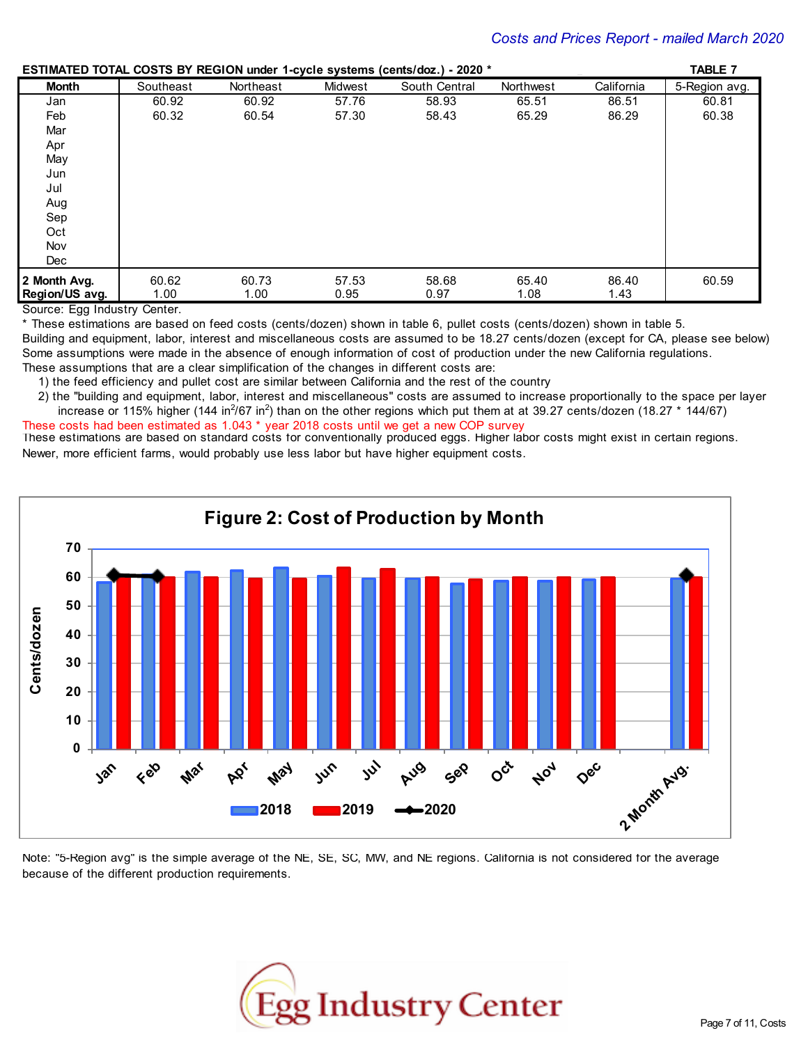Costs and Prices Report - mailed March 2020

**ESTIMATED TOTAL COSTS BY REGION under 1-cycle systems (cents/doz.) - 2020 ***

**TABLE 7**

| Month | Southeast | Northeast | Midwest | South Central | Northwest | California | 5-Region avg. |
|---|---|---|---|---|---|---|---|
| Jan | 60.92 | 60.92 | 57.76 | 58.93 | 65.51 | 86.51 | 60.81 |
| Feb | 60.32 | 60.54 | 57.30 | 58.43 | 65.29 | 86.29 | 60.38 |
| Mar | | | | | | | |
| Apr | | | | | | | |
| May | | | | | | | |
| Jun | | | | | | | |
| Jul | | | | | | | |
| Aug | | | | | | | |
| Sep | | | | | | | |
| Oct | | | | | | | |
| Nov | | | | | | | |
| Dec | | | | | | | |
| **2 Month Avg.** | 60.62 | 60.73 | 57.53 | 58.68 | 65.40 | 86.40 | 60.59 |
| **Region/US avg.** | 1.00 | 1.00 | 0.95 | 0.97 | 1.08 | 1.43 | |

Source: Egg Industry Center.

* These estimations are based on feed costs (cents/dozen) shown in table 6, pullet costs (cents/dozen) shown in table 5.
Building and equipment, labor, interest and miscellaneous costs are assumed to be 18.27 cents/dozen (except for CA, please see below)
Some assumptions were made in the absence of enough information of cost of production under the new California regulations.
These assumptions that are a clear simplification of the changes in different costs are:

1) the feed efficiency and pullet cost are similar between California and the rest of the country
2) the "building and equipment, labor, interest and miscellaneous" costs are assumed to increase proportionally to the space per layer increase or 115% higher (144 in$^2$/67 in$^2$) than on the other regions which put them at at 39.27 cents/dozen (18.27 * 144/67)

These costs had been estimated as 1.043 * year 2018 costs until we get a new COP survey

These estimations are based on standard costs for conventionally produced eggs. Higher labor costs might exist in certain regions. Newer, more efficient farms, would probably use less labor but have higher equipment costs.

**Figure 2: Cost of Production by Month**

Note: "5-Region avg" is the simple average of the NE, SE, SC, MW, and NE regions. California is not considered for the average because of the different production requirements.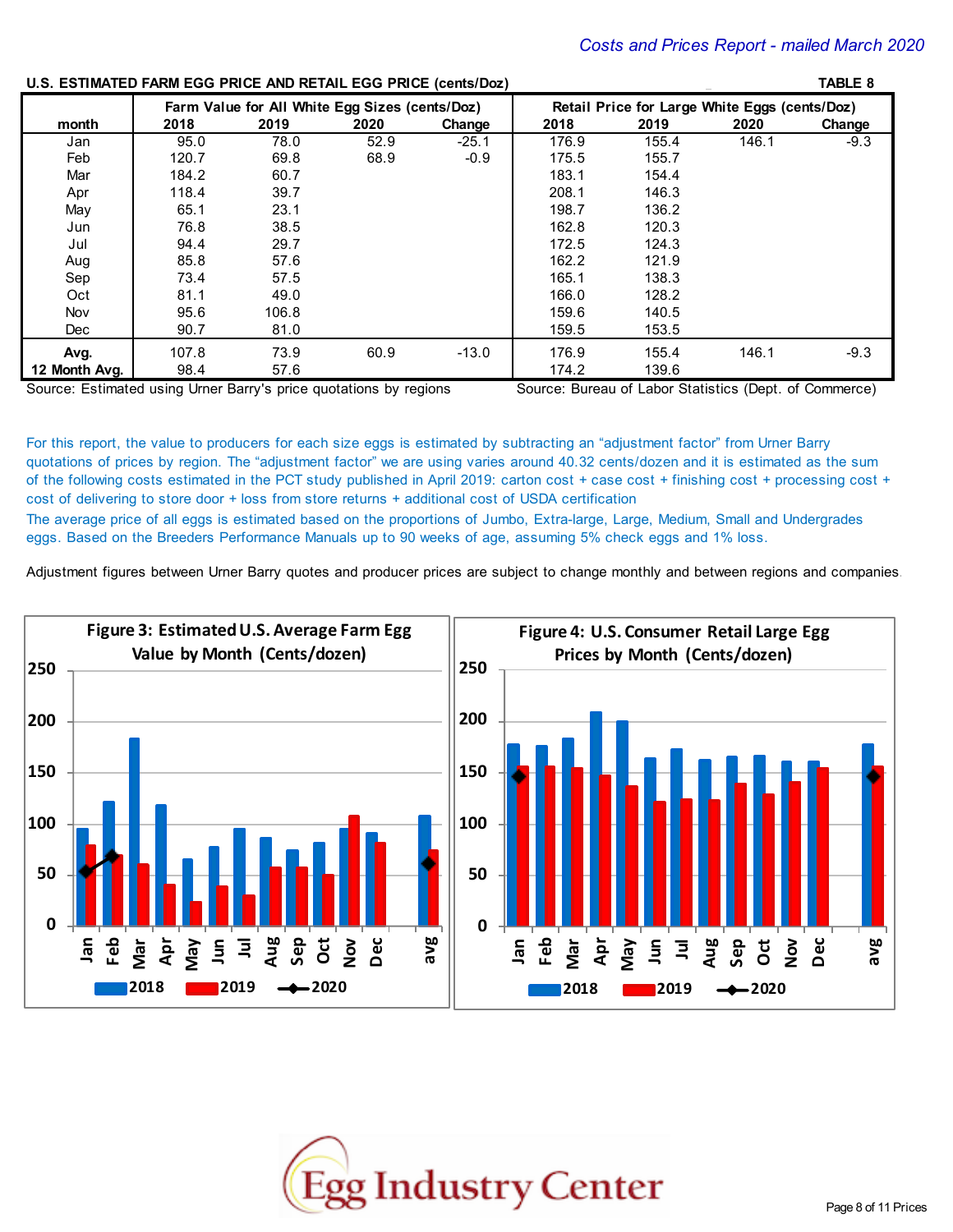*Costs and Prices Report - mailed March 2020*

**U.S. ESTIMATED FARM EGG PRICE AND RETAIL EGG PRICE (cents/Doz)** — **TABLE 8**

| month | Farm Value for All White Egg Sizes (cents/Doz) 2018 | 2019 | 2020 | Change | Retail Price for Large White Eggs (cents/Doz) 2018 | 2019 | 2020 | Change |
|---|---|---|---|---|---|---|---|---|
| Jan | 95.0 | 78.0 | 52.9 | -25.1 | 176.9 | 155.4 | 146.1 | -9.3 |
| Feb | 120.7 | 69.8 | 68.9 | -0.9 | 175.5 | 155.7 | | |
| Mar | 184.2 | 60.7 | | | 183.1 | 154.4 | | |
| Apr | 118.4 | 39.7 | | | 208.1 | 146.3 | | |
| May | 65.1 | 23.1 | | | 198.7 | 136.2 | | |
| Jun | 76.8 | 38.5 | | | 162.8 | 120.3 | | |
| Jul | 94.4 | 29.7 | | | 172.5 | 124.3 | | |
| Aug | 85.8 | 57.6 | | | 162.2 | 121.9 | | |
| Sep | 73.4 | 57.5 | | | 165.1 | 138.3 | | |
| Oct | 81.1 | 49.0 | | | 166.0 | 128.2 | | |
| Nov | 95.6 | 106.8 | | | 159.6 | 140.5 | | |
| Dec | 90.7 | 81.0 | | | 159.5 | 153.5 | | |
| **Avg.** | 107.8 | 73.9 | 60.9 | -13.0 | 176.9 | 155.4 | 146.1 | -9.3 |
| **12 Month Avg.** | 98.4 | 57.6 | | | 174.2 | 139.6 | | |

Source: Estimated using Urner Barry's price quotations by regions — Source: Bureau of Labor Statistics (Dept. of Commerce)

For this report, the value to producers for each size eggs is estimated by subtracting an "adjustment factor" from Urner Barry quotations of prices by region. The "adjustment factor" we are using varies around 40.32 cents/dozen and it is estimated as the sum of the following costs estimated in the PCT study published in April 2019: carton cost + case cost + finishing cost + processing cost + cost of delivering to store door + loss from store returns + additional cost of USDA certification

The average price of all eggs is estimated based on the proportions of Jumbo, Extra-large, Large, Medium, Small and Undergrades eggs. Based on the Breeders Performance Manuals up to 90 weeks of age, assuming 5% check eggs and 1% loss.

Adjustment figures between Urner Barry quotes and producer prices are subject to change monthly and between regions and companies.

**Figure 3: Estimated U.S. Average Farm Egg Value by Month (Cents/dozen)**

**Figure 4: U.S. Consumer Retail Large Egg Prices by Month (Cents/dozen)**

Egg Industry Center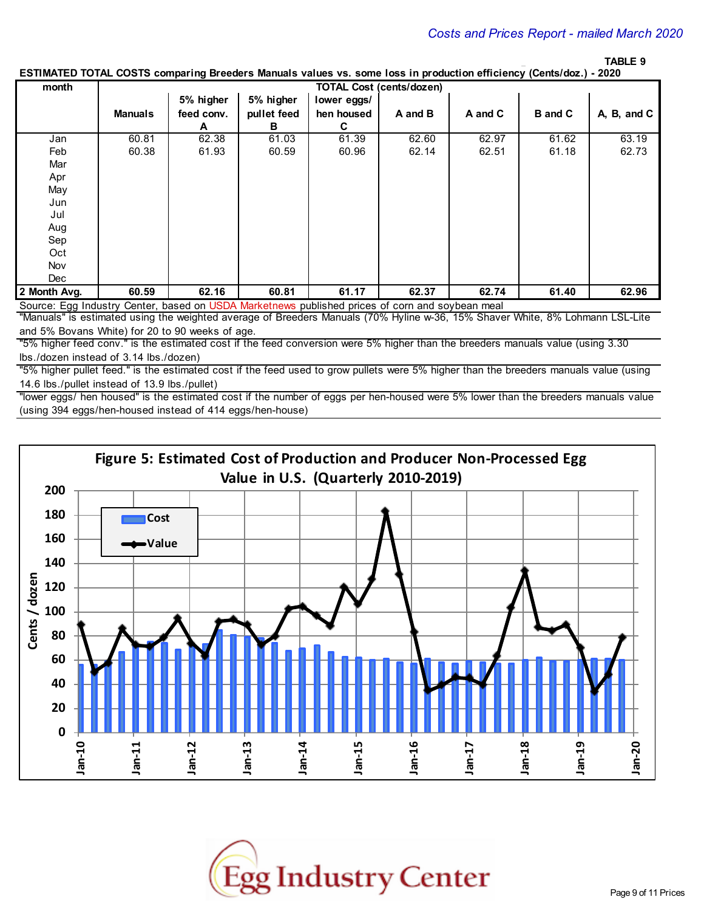*Costs and Prices Report - mailed March 2020*

TABLE 9

**ESTIMATED TOTAL COSTS comparing Breeders Manuals values vs. some loss in production efficiency (Cents/doz.) - 2020**

| month | TOTAL Cost (cents/dozen) | | | | | | | |
|---|---|---|---|---|---|---|---|---|
| | Manuals | 5% higher feed conv. A | 5% higher pullet feed B | lower eggs/ hen housed C | A and B | A and C | B and C | A, B, and C |
| Jan | 60.81 | 62.38 | 61.03 | 61.39 | 62.60 | 62.97 | 61.62 | 63.19 |
| Feb | 60.38 | 61.93 | 60.59 | 60.96 | 62.14 | 62.51 | 61.18 | 62.73 |
| Mar | | | | | | | | |
| Apr | | | | | | | | |
| May | | | | | | | | |
| Jun | | | | | | | | |
| Jul | | | | | | | | |
| Aug | | | | | | | | |
| Sep | | | | | | | | |
| Oct | | | | | | | | |
| Nov | | | | | | | | |
| Dec | | | | | | | | |
| **2 Month Avg.** | **60.59** | **62.16** | **60.81** | **61.17** | **62.37** | **62.74** | **61.40** | **62.96** |

Source: Egg Industry Center, based on USDA Marketnews published prices of corn and soybean meal

"Manuals" is estimated using the weighted average of Breeders Manuals (70% Hyline w-36, 15% Shaver White, 8% Lohmann LSL-Lite and 5% Bovans White) for 20 to 90 weeks of age.

"5% higher feed conv." is the estimated cost if the feed conversion were 5% higher than the breeders manuals value (using 3.30 lbs./dozen instead of 3.14 lbs./dozen)

"5% higher pullet feed." is the estimated cost if the feed used to grow pullets were 5% higher than the breeders manuals value (using 14.6 lbs./pullet instead of 13.9 lbs./pullet)

"lower eggs/ hen housed" is the estimated cost if the number of eggs per hen-housed were 5% lower than the breeders manuals value (using 394 eggs/hen-housed instead of 414 eggs/hen-house)

**Figure 5: Estimated Cost of Production and Producer Non-Processed Egg Value in U.S. (Quarterly 2010-2019)**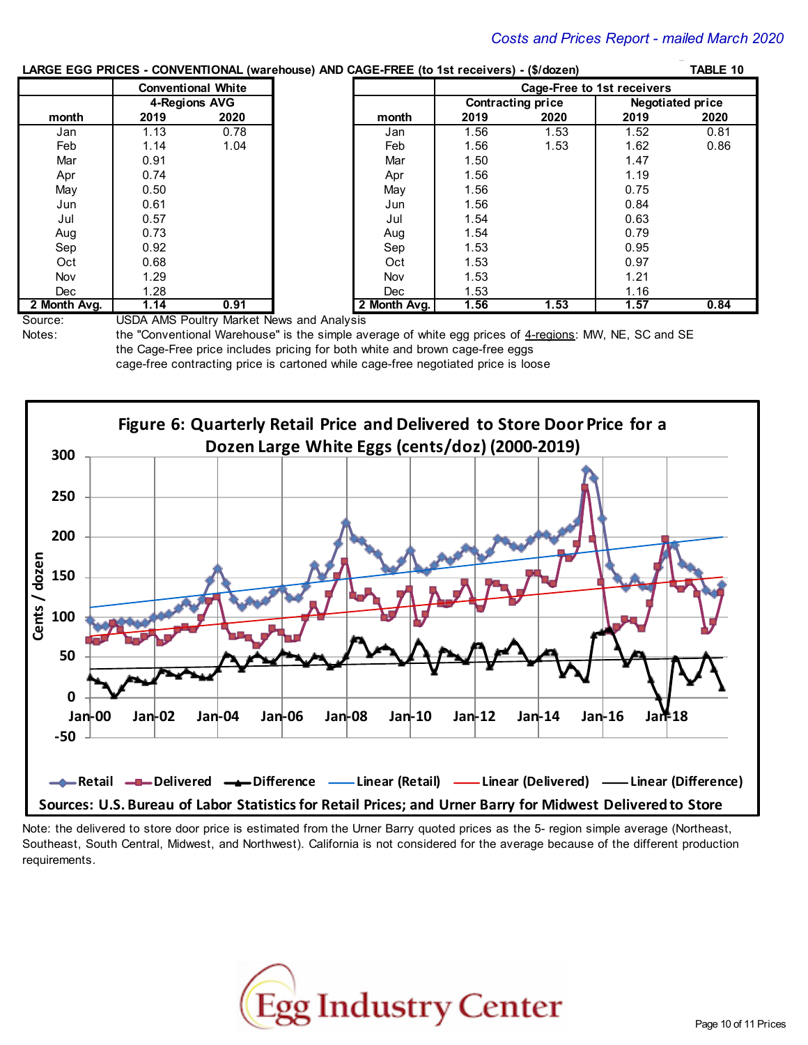**LARGE EGG PRICES - CONVENTIONAL (warehouse) AND CAGE-FREE (to 1st receivers) - ($/dozen)** — **TABLE 10**

| | Conventional White | |
|---|---|---|
| | 4-Regions AVG | |
| month | 2019 | 2020 |
| Jan | 1.13 | 0.78 |
| Feb | 1.14 | 1.04 |
| Mar | 0.91 | |
| Apr | 0.74 | |
| May | 0.50 | |
| Jun | 0.61 | |
| Jul | 0.57 | |
| Aug | 0.73 | |
| Sep | 0.92 | |
| Oct | 0.68 | |
| Nov | 1.29 | |
| Dec | 1.28 | |
| **2 Month Avg.** | **1.14** | **0.91** |

| | Cage-Free to 1st receivers | | | |
|---|---|---|---|---|
| | Contracting price | | Negotiated price | |
| month | 2019 | 2020 | 2019 | 2020 |
| Jan | 1.56 | 1.53 | 1.52 | 0.81 |
| Feb | 1.56 | 1.53 | 1.62 | 0.86 |
| Mar | 1.50 | | 1.47 | |
| Apr | 1.56 | | 1.19 | |
| May | 1.56 | | 0.75 | |
| Jun | 1.56 | | 0.84 | |
| Jul | 1.54 | | 0.63 | |
| Aug | 1.54 | | 0.79 | |
| Sep | 1.53 | | 0.95 | |
| Oct | 1.53 | | 0.97 | |
| Nov | 1.53 | | 1.21 | |
| Dec | 1.53 | | 1.16 | |
| **2 Month Avg.** | **1.56** | **1.53** | **1.57** | **0.84** |

Source: USDA AMS Poultry Market News and Analysis

Notes: the "Conventional Warehouse" is the simple average of white egg prices of 4-regions: MW, NE, SC and SE
the Cage-Free price includes pricing for both white and brown cage-free eggs
cage-free contracting price is cartoned while cage-free negotiated price is loose

**Figure 6: Quarterly Retail Price and Delivered to Store Door Price for a Dozen Large White Eggs (cents/doz) (2000-2019)**

Sources: U.S. Bureau of Labor Statistics for Retail Prices; and Urner Barry for Midwest Delivered to Store

Note: the delivered to store door price is estimated from the Urner Barry quoted prices as the 5- region simple average (Northeast, Southeast, South Central, Midwest, and Northwest). California is not considered for the average because of the different production requirements.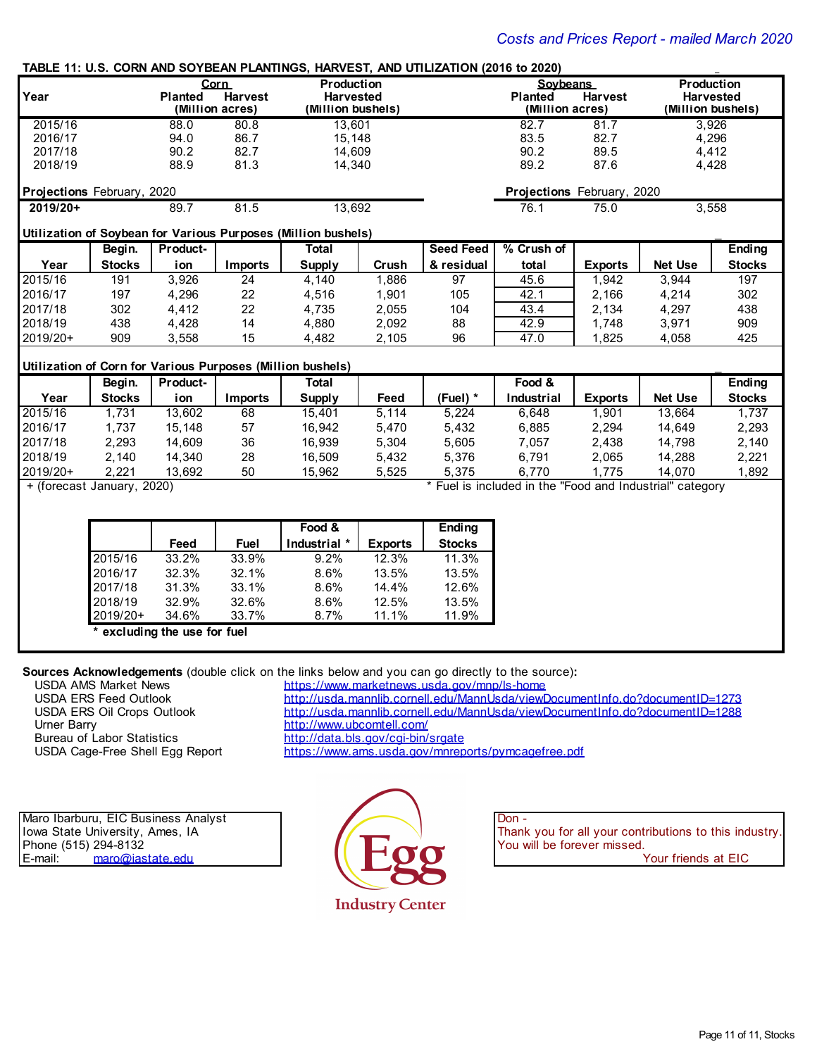## TABLE 11: U.S. CORN AND SOYBEAN PLANTINGS, HARVEST, AND UTILIZATION (2016 to 2020)

| Year | Corn | | Production | Soybeans | | Production |
|---|---|---|---|---|---|---|
| | Planted | Harvest | Harvested | Planted | Harvest | Harvested |
| | (Million acres) | | (Million bushels) | (Million acres) | | (Million bushels) |
| 2015/16 | 88.0 | 80.8 | 13,601 | 82.7 | 81.7 | 3,926 |
| 2016/17 | 94.0 | 86.7 | 15,148 | 83.5 | 82.7 | 4,296 |
| 2017/18 | 90.2 | 82.7 | 14,609 | 90.2 | 89.5 | 4,412 |
| 2018/19 | 88.9 | 81.3 | 14,340 | 89.2 | 87.6 | 4,428 |
| **Projections** February, 2020 | | | | **Projections** February, 2020 | | |
| **2019/20+** | 89.7 | 81.5 | 13,692 | 76.1 | 75.0 | 3,558 |

### Utilization of Soybean for Various Purposes (Million bushels)

| Year | Begin. Stocks | Production | Imports | Total Supply | Crush | Seed Feed & residual | % Crush of total | Exports | Net Use | Ending Stocks |
|---|---|---|---|---|---|---|---|---|---|---|
| 2015/16 | 191 | 3,926 | 24 | 4,140 | 1,886 | 97 | 45.6 | 1,942 | 3,944 | 197 |
| 2016/17 | 197 | 4,296 | 22 | 4,516 | 1,901 | 105 | 42.1 | 2,166 | 4,214 | 302 |
| 2017/18 | 302 | 4,412 | 22 | 4,735 | 2,055 | 104 | 43.4 | 2,134 | 4,297 | 438 |
| 2018/19 | 438 | 4,428 | 14 | 4,880 | 2,092 | 88 | 42.9 | 1,748 | 3,971 | 909 |
| 2019/20+ | 909 | 3,558 | 15 | 4,482 | 2,105 | 96 | 47.0 | 1,825 | 4,058 | 425 |

### Utilization of Corn for Various Purposes (Million bushels)

| Year | Begin. Stocks | Production | Imports | Total Supply | Feed | (Fuel) * | Food & Industrial | Exports | Net Use | Ending Stocks |
|---|---|---|---|---|---|---|---|---|---|---|
| 2015/16 | 1,731 | 13,602 | 68 | 15,401 | 5,114 | 5,224 | 6,648 | 1,901 | 13,664 | 1,737 |
| 2016/17 | 1,737 | 15,148 | 57 | 16,942 | 5,470 | 5,432 | 6,885 | 2,294 | 14,649 | 2,293 |
| 2017/18 | 2,293 | 14,609 | 36 | 16,939 | 5,304 | 5,605 | 7,057 | 2,438 | 14,798 | 2,140 |
| 2018/19 | 2,140 | 14,340 | 28 | 16,509 | 5,432 | 5,376 | 6,791 | 2,065 | 14,288 | 2,221 |
| 2019/20+ | 2,221 | 13,692 | 50 | 15,962 | 5,525 | 5,375 | 6,770 | 1,775 | 14,070 | 1,892 |

+ (forecast January, 2020)

* Fuel is included in the "Food and Industrial" category

| | Feed | Fuel | Food & Industrial * | Exports | Ending Stocks |
|---|---|---|---|---|---|
| 2015/16 | 33.2% | 33.9% | 9.2% | 12.3% | 11.3% |
| 2016/17 | 32.3% | 32.1% | 8.6% | 13.5% | 13.5% |
| 2017/18 | 31.3% | 33.1% | 8.6% | 14.4% | 12.6% |
| 2018/19 | 32.9% | 32.6% | 8.6% | 12.5% | 13.5% |
| 2019/20+ | 34.6% | 33.7% | 8.7% | 11.1% | 11.9% |

**\* excluding the use for fuel**

**Sources Acknowledgements** (double click on the links below and you can go directly to the source)**:**

- USDA AMS Market News — https://www.marketnews.usda.gov/mnp/ls-home
- USDA ERS Feed Outlook — http://usda.mannlib.cornell.edu/MannUsda/viewDocumentInfo.do?documentID=1273
- USDA ERS Oil Crops Outlook — http://usda.mannlib.cornell.edu/MannUsda/viewDocumentInfo.do?documentID=1288
- Urner Barry — http://www.ubcomtell.com/
- Bureau of Labor Statistics — http://data.bls.gov/cgi-bin/srgate
- USDA Cage-Free Shell Egg Report — https://www.ams.usda.gov/mnreports/pymcagefree.pdf

Maro Ibarburu, EIC Business Analyst
Iowa State University, Ames, IA
Phone (515) 294-8132
E-mail: maro@iastate.edu

Egg Industry Center

Don -
Thank you for all your contributions to this industry.
You will be forever missed.
Your friends at EIC